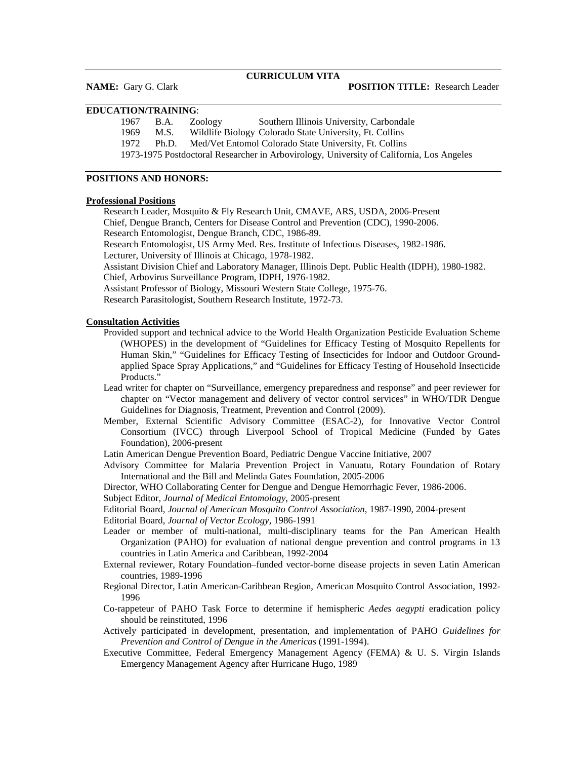# CURRICULUM VITA

**NAME:** Gary G. Clark **POSITION TITLE:** Research Leader

**EDUCATION/TRAINING**:

| | | | |
|---|---|---|---|
| 1967 | B.A. | Zoology | Southern Illinois University, Carbondale |
| 1969 | M.S. | Wildlife Biology | Colorado State University, Ft. Collins |
| 1972 | Ph.D. | Med/Vet Entomol | Colorado State University, Ft. Collins |

1973-1975 Postdoctoral Researcher in Arbovirology, University of California, Los Angeles

**POSITIONS AND HONORS:**

**Professional Positions**

Research Leader, Mosquito & Fly Research Unit, CMAVE, ARS, USDA, 2006-Present
Chief, Dengue Branch, Centers for Disease Control and Prevention (CDC), 1990-2006.
Research Entomologist, Dengue Branch, CDC, 1986-89.
Research Entomologist, US Army Med. Res. Institute of Infectious Diseases, 1982-1986.
Lecturer, University of Illinois at Chicago, 1978-1982.
Assistant Division Chief and Laboratory Manager, Illinois Dept. Public Health (IDPH), 1980-1982.
Chief, Arbovirus Surveillance Program, IDPH, 1976-1982.
Assistant Professor of Biology, Missouri Western State College, 1975-76.
Research Parasitologist, Southern Research Institute, 1972-73.

**Consultation Activities**

Provided support and technical advice to the World Health Organization Pesticide Evaluation Scheme (WHOPES) in the development of "Guidelines for Efficacy Testing of Mosquito Repellents for Human Skin," "Guidelines for Efficacy Testing of Insecticides for Indoor and Outdoor Ground-applied Space Spray Applications," and "Guidelines for Efficacy Testing of Household Insecticide Products."

Lead writer for chapter on "Surveillance, emergency preparedness and response" and peer reviewer for chapter on "Vector management and delivery of vector control services" in WHO/TDR Dengue Guidelines for Diagnosis, Treatment, Prevention and Control (2009).

Member, External Scientific Advisory Committee (ESAC-2), for Innovative Vector Control Consortium (IVCC) through Liverpool School of Tropical Medicine (Funded by Gates Foundation), 2006-present

Latin American Dengue Prevention Board, Pediatric Dengue Vaccine Initiative, 2007

Advisory Committee for Malaria Prevention Project in Vanuatu, Rotary Foundation of Rotary International and the Bill and Melinda Gates Foundation, 2005-2006

Director, WHO Collaborating Center for Dengue and Dengue Hemorrhagic Fever, 1986-2006.

Subject Editor, *Journal of Medical Entomology*, 2005-present

Editorial Board, *Journal of American Mosquito Control Association*, 1987-1990, 2004-present

Editorial Board, *Journal of Vector Ecology*, 1986-1991

Leader or member of multi-national, multi-disciplinary teams for the Pan American Health Organization (PAHO) for evaluation of national dengue prevention and control programs in 13 countries in Latin America and Caribbean, 1992-2004

External reviewer, Rotary Foundation–funded vector-borne disease projects in seven Latin American countries, 1989-1996

Regional Director, Latin American-Caribbean Region, American Mosquito Control Association, 1992-1996

Co-rappeteur of PAHO Task Force to determine if hemispheric *Aedes aegypti* eradication policy should be reinstituted, 1996

Actively participated in development, presentation, and implementation of PAHO *Guidelines for Prevention and Control of Dengue in the Americas* (1991-1994).

Executive Committee, Federal Emergency Management Agency (FEMA) & U. S. Virgin Islands Emergency Management Agency after Hurricane Hugo, 1989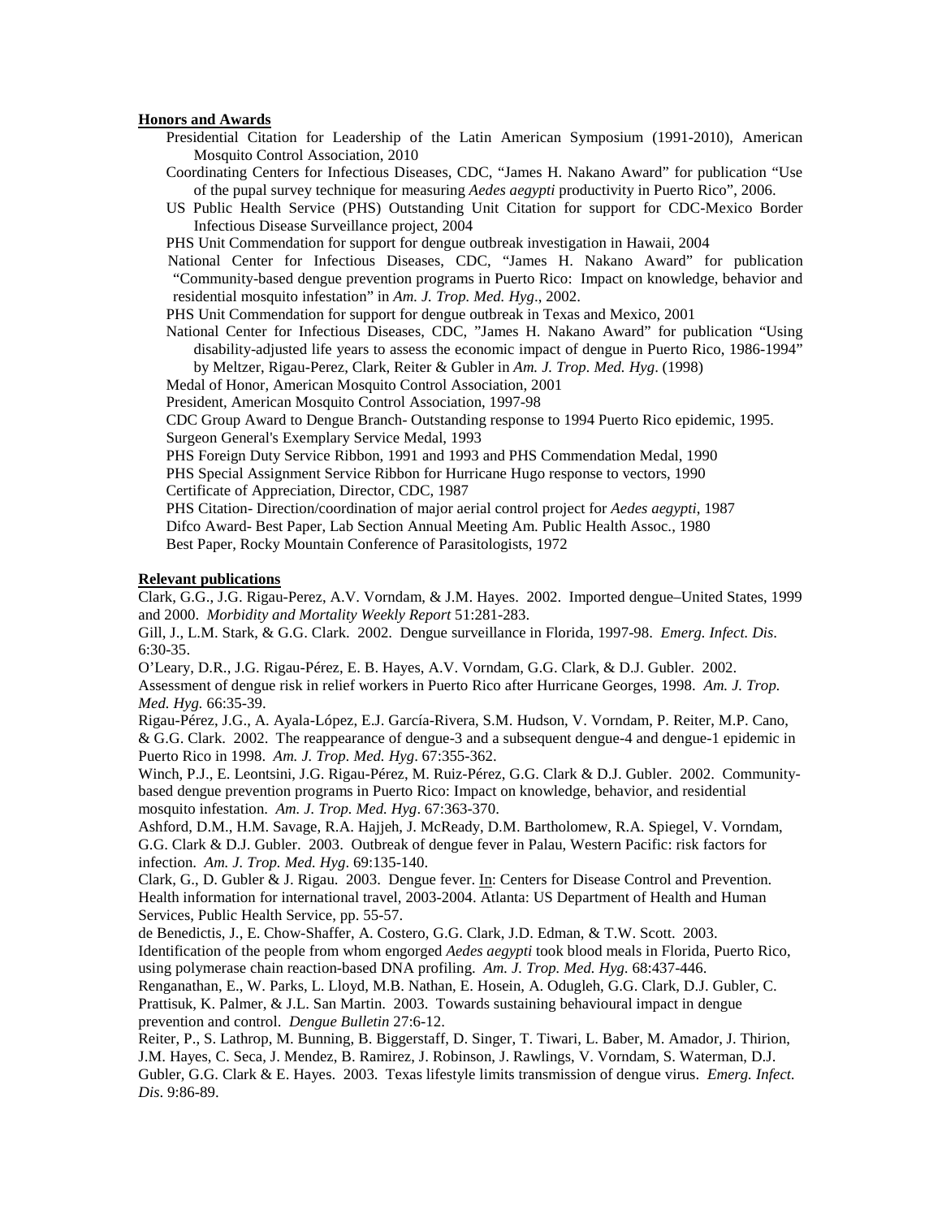**Honors and Awards**

Presidential Citation for Leadership of the Latin American Symposium (1991-2010), American Mosquito Control Association, 2010

Coordinating Centers for Infectious Diseases, CDC, "James H. Nakano Award" for publication "Use of the pupal survey technique for measuring *Aedes aegypti* productivity in Puerto Rico", 2006.

US Public Health Service (PHS) Outstanding Unit Citation for support for CDC-Mexico Border Infectious Disease Surveillance project, 2004

PHS Unit Commendation for support for dengue outbreak investigation in Hawaii, 2004

National Center for Infectious Diseases, CDC, "James H. Nakano Award" for publication "Community-based dengue prevention programs in Puerto Rico: Impact on knowledge, behavior and residential mosquito infestation" in *Am. J. Trop. Med. Hyg*., 2002.

PHS Unit Commendation for support for dengue outbreak in Texas and Mexico, 2001

National Center for Infectious Diseases, CDC, "James H. Nakano Award" for publication "Using disability-adjusted life years to assess the economic impact of dengue in Puerto Rico, 1986-1994" by Meltzer, Rigau-Perez, Clark, Reiter & Gubler in *Am. J. Trop. Med. Hyg*. (1998)

Medal of Honor, American Mosquito Control Association, 2001

President, American Mosquito Control Association, 1997-98

CDC Group Award to Dengue Branch- Outstanding response to 1994 Puerto Rico epidemic, 1995.

Surgeon General's Exemplary Service Medal, 1993

PHS Foreign Duty Service Ribbon, 1991 and 1993 and PHS Commendation Medal, 1990

PHS Special Assignment Service Ribbon for Hurricane Hugo response to vectors, 1990

Certificate of Appreciation, Director, CDC, 1987

PHS Citation- Direction/coordination of major aerial control project for *Aedes aegypti*, 1987

Difco Award- Best Paper, Lab Section Annual Meeting Am. Public Health Assoc., 1980

Best Paper, Rocky Mountain Conference of Parasitologists, 1972

**Relevant publications**

Clark, G.G., J.G. Rigau-Perez, A.V. Vorndam, & J.M. Hayes. 2002. Imported dengue–United States, 1999 and 2000. *Morbidity and Mortality Weekly Report* 51:281-283.

Gill, J., L.M. Stark, & G.G. Clark. 2002. Dengue surveillance in Florida, 1997-98. *Emerg. Infect. Dis*. 6:30-35.

O'Leary, D.R., J.G. Rigau-Pérez, E. B. Hayes, A.V. Vorndam, G.G. Clark, & D.J. Gubler. 2002. Assessment of dengue risk in relief workers in Puerto Rico after Hurricane Georges, 1998. *Am. J. Trop. Med. Hyg.* 66:35-39.

Rigau-Pérez, J.G., A. Ayala-López, E.J. García-Rivera, S.M. Hudson, V. Vorndam, P. Reiter, M.P. Cano, & G.G. Clark. 2002. The reappearance of dengue-3 and a subsequent dengue-4 and dengue-1 epidemic in Puerto Rico in 1998. *Am. J. Trop. Med. Hyg*. 67:355-362.

Winch, P.J., E. Leontsini, J.G. Rigau-Pérez, M. Ruiz-Pérez, G.G. Clark & D.J. Gubler. 2002. Community-based dengue prevention programs in Puerto Rico: Impact on knowledge, behavior, and residential mosquito infestation. *Am. J. Trop. Med. Hyg*. 67:363-370.

Ashford, D.M., H.M. Savage, R.A. Hajjeh, J. McReady, D.M. Bartholomew, R.A. Spiegel, V. Vorndam, G.G. Clark & D.J. Gubler. 2003. Outbreak of dengue fever in Palau, Western Pacific: risk factors for infection. *Am. J. Trop. Med. Hyg*. 69:135-140.

Clark, G., D. Gubler & J. Rigau. 2003. Dengue fever. In: Centers for Disease Control and Prevention. Health information for international travel, 2003-2004. Atlanta: US Department of Health and Human Services, Public Health Service, pp. 55-57.

de Benedictis, J., E. Chow-Shaffer, A. Costero, G.G. Clark, J.D. Edman, & T.W. Scott. 2003. Identification of the people from whom engorged *Aedes aegypti* took blood meals in Florida, Puerto Rico, using polymerase chain reaction-based DNA profiling. *Am. J. Trop. Med. Hyg.* 68:437-446.

Renganathan, E., W. Parks, L. Lloyd, M.B. Nathan, E. Hosein, A. Odugleh, G.G. Clark, D.J. Gubler, C. Prattisuk, K. Palmer, & J.L. San Martin. 2003. Towards sustaining behavioural impact in dengue prevention and control. *Dengue Bulletin* 27:6-12.

Reiter, P., S. Lathrop, M. Bunning, B. Biggerstaff, D. Singer, T. Tiwari, L. Baber, M. Amador, J. Thirion, J.M. Hayes, C. Seca, J. Mendez, B. Ramirez, J. Robinson, J. Rawlings, V. Vorndam, S. Waterman, D.J. Gubler, G.G. Clark & E. Hayes. 2003. Texas lifestyle limits transmission of dengue virus. *Emerg. Infect. Dis*. 9:86-89.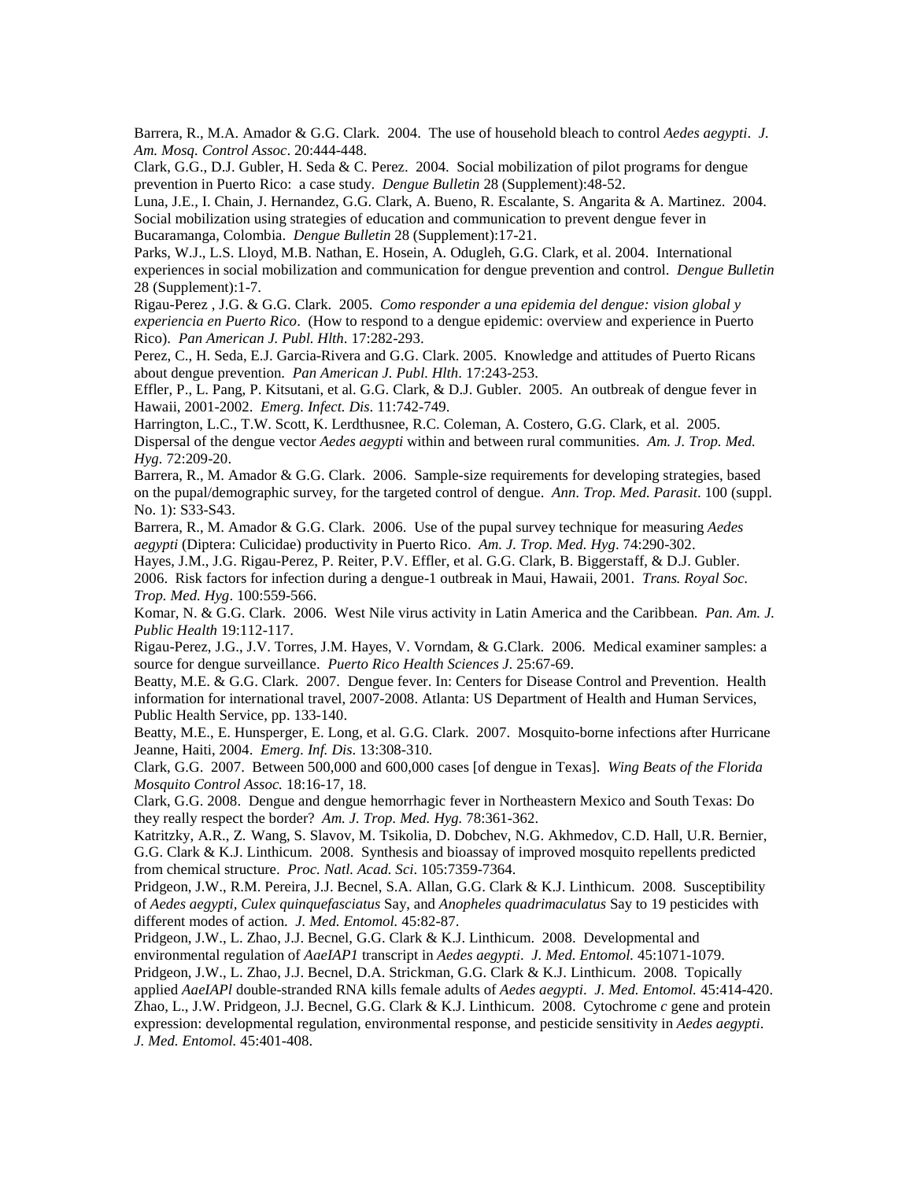Barrera, R., M.A. Amador & G.G. Clark. 2004. The use of household bleach to control *Aedes aegypti*. *J. Am. Mosq. Control Assoc*. 20:444-448.

Clark, G.G., D.J. Gubler, H. Seda & C. Perez. 2004. Social mobilization of pilot programs for dengue prevention in Puerto Rico: a case study. *Dengue Bulletin* 28 (Supplement):48-52.

Luna, J.E., I. Chain, J. Hernandez, G.G. Clark, A. Bueno, R. Escalante, S. Angarita & A. Martinez. 2004. Social mobilization using strategies of education and communication to prevent dengue fever in Bucaramanga, Colombia. *Dengue Bulletin* 28 (Supplement):17-21.

Parks, W.J., L.S. Lloyd, M.B. Nathan, E. Hosein, A. Odugleh, G.G. Clark, et al. 2004. International experiences in social mobilization and communication for dengue prevention and control. *Dengue Bulletin* 28 (Supplement):1-7.

Rigau-Perez , J.G. & G.G. Clark. 2005. *Como responder a una epidemia del dengue: vision global y experiencia en Puerto Rico*. (How to respond to a dengue epidemic: overview and experience in Puerto Rico). *Pan American J. Publ. Hlth*. 17:282-293.

Perez, C., H. Seda, E.J. Garcia-Rivera and G.G. Clark. 2005. Knowledge and attitudes of Puerto Ricans about dengue prevention. *Pan American J. Publ. Hlth*. 17:243-253.

Effler, P., L. Pang, P. Kitsutani, et al. G.G. Clark, & D.J. Gubler. 2005. An outbreak of dengue fever in Hawaii, 2001-2002. *Emerg. Infect. Dis*. 11:742-749.

Harrington, L.C., T.W. Scott, K. Lerdthusnee, R.C. Coleman, A. Costero, G.G. Clark, et al. 2005. Dispersal of the dengue vector *Aedes aegypti* within and between rural communities. *Am. J. Trop. Med. Hyg*. 72:209-20.

Barrera, R., M. Amador & G.G. Clark. 2006. Sample-size requirements for developing strategies, based on the pupal/demographic survey, for the targeted control of dengue. *Ann. Trop. Med. Parasit*. 100 (suppl. No. 1): S33-S43.

Barrera, R., M. Amador & G.G. Clark. 2006. Use of the pupal survey technique for measuring *Aedes aegypti* (Diptera: Culicidae) productivity in Puerto Rico. *Am. J. Trop. Med. Hyg*. 74:290-302.

Hayes, J.M., J.G. Rigau-Perez, P. Reiter, P.V. Effler, et al. G.G. Clark, B. Biggerstaff, & D.J. Gubler. 2006. Risk factors for infection during a dengue-1 outbreak in Maui, Hawaii, 2001. *Trans. Royal Soc. Trop. Med. Hyg*. 100:559-566.

Komar, N. & G.G. Clark. 2006. West Nile virus activity in Latin America and the Caribbean. *Pan. Am. J. Public Health* 19:112-117.

Rigau-Perez, J.G., J.V. Torres, J.M. Hayes, V. Vorndam, & G.Clark. 2006. Medical examiner samples: a source for dengue surveillance. *Puerto Rico Health Sciences J*. 25:67-69.

Beatty, M.E. & G.G. Clark. 2007. Dengue fever. In: Centers for Disease Control and Prevention. Health information for international travel, 2007-2008. Atlanta: US Department of Health and Human Services, Public Health Service, pp. 133-140.

Beatty, M.E., E. Hunsperger, E. Long, et al. G.G. Clark. 2007. Mosquito-borne infections after Hurricane Jeanne, Haiti, 2004. *Emerg. Inf. Dis*. 13:308-310.

Clark, G.G. 2007. Between 500,000 and 600,000 cases [of dengue in Texas]. *Wing Beats of the Florida Mosquito Control Assoc.* 18:16-17, 18.

Clark, G.G. 2008. Dengue and dengue hemorrhagic fever in Northeastern Mexico and South Texas: Do they really respect the border? *Am. J. Trop. Med. Hyg.* 78:361-362.

Katritzky, A.R., Z. Wang, S. Slavov, M. Tsikolia, D. Dobchev, N.G. Akhmedov, C.D. Hall, U.R. Bernier, G.G. Clark & K.J. Linthicum. 2008. Synthesis and bioassay of improved mosquito repellents predicted from chemical structure. *Proc. Natl. Acad. Sci*. 105:7359-7364.

Pridgeon, J.W., R.M. Pereira, J.J. Becnel, S.A. Allan, G.G. Clark & K.J. Linthicum. 2008. Susceptibility of *Aedes aegypti, Culex quinquefasciatus* Say, and *Anopheles quadrimaculatus* Say to 19 pesticides with different modes of action. *J. Med. Entomol.* 45:82-87.

Pridgeon, J.W., L. Zhao, J.J. Becnel, G.G. Clark & K.J. Linthicum. 2008. Developmental and environmental regulation of *AaeIAP1* transcript in *Aedes aegypti*. *J. Med. Entomol.* 45:1071-1079.

Pridgeon, J.W., L. Zhao, J.J. Becnel, D.A. Strickman, G.G. Clark & K.J. Linthicum. 2008. Topically applied *AaeIAPl* double-stranded RNA kills female adults of *Aedes aegypti*. *J. Med. Entomol.* 45:414-420.

Zhao, L., J.W. Pridgeon, J.J. Becnel, G.G. Clark & K.J. Linthicum. 2008. Cytochrome *c* gene and protein expression: developmental regulation, environmental response, and pesticide sensitivity in *Aedes aegypti*. *J. Med. Entomol.* 45:401-408.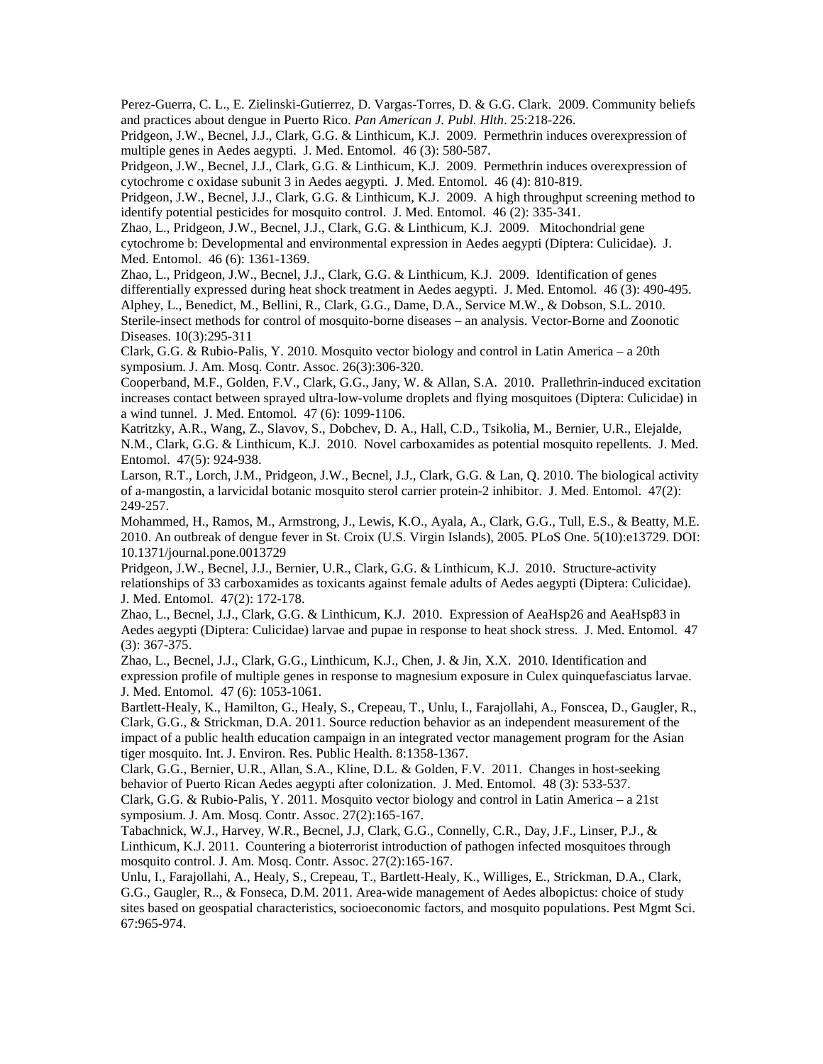Perez-Guerra, C. L., E. Zielinski-Gutierrez, D. Vargas-Torres, D. & G.G. Clark. 2009. Community beliefs and practices about dengue in Puerto Rico. *Pan American J. Publ. Hlth*. 25:218-226.

Pridgeon, J.W., Becnel, J.J., Clark, G.G. & Linthicum, K.J. 2009. Permethrin induces overexpression of multiple genes in Aedes aegypti. J. Med. Entomol. 46 (3): 580-587.

Pridgeon, J.W., Becnel, J.J., Clark, G.G. & Linthicum, K.J. 2009. Permethrin induces overexpression of cytochrome c oxidase subunit 3 in Aedes aegypti. J. Med. Entomol. 46 (4): 810-819.

Pridgeon, J.W., Becnel, J.J., Clark, G.G. & Linthicum, K.J. 2009. A high throughput screening method to identify potential pesticides for mosquito control. J. Med. Entomol. 46 (2): 335-341.

Zhao, L., Pridgeon, J.W., Becnel, J.J., Clark, G.G. & Linthicum, K.J. 2009. Mitochondrial gene cytochrome b: Developmental and environmental expression in Aedes aegypti (Diptera: Culicidae). J. Med. Entomol. 46 (6): 1361-1369.

Zhao, L., Pridgeon, J.W., Becnel, J.J., Clark, G.G. & Linthicum, K.J. 2009. Identification of genes differentially expressed during heat shock treatment in Aedes aegypti. J. Med. Entomol. 46 (3): 490-495.

Alphey, L., Benedict, M., Bellini, R., Clark, G.G., Dame, D.A., Service M.W., & Dobson, S.L. 2010. Sterile-insect methods for control of mosquito-borne diseases – an analysis. Vector-Borne and Zoonotic Diseases. 10(3):295-311

Clark, G.G. & Rubio-Palis, Y. 2010. Mosquito vector biology and control in Latin America – a 20th symposium. J. Am. Mosq. Contr. Assoc. 26(3):306-320.

Cooperband, M.F., Golden, F.V., Clark, G.G., Jany, W. & Allan, S.A. 2010. Prallethrin-induced excitation increases contact between sprayed ultra-low-volume droplets and flying mosquitoes (Diptera: Culicidae) in a wind tunnel. J. Med. Entomol. 47 (6): 1099-1106.

Katritzky, A.R., Wang, Z., Slavov, S., Dobchev, D. A., Hall, C.D., Tsikolia, M., Bernier, U.R., Elejalde, N.M., Clark, G.G. & Linthicum, K.J. 2010. Novel carboxamides as potential mosquito repellents. J. Med. Entomol. 47(5): 924-938.

Larson, R.T., Lorch, J.M., Pridgeon, J.W., Becnel, J.J., Clark, G.G. & Lan, Q. 2010. The biological activity of a-mangostin, a larvicidal botanic mosquito sterol carrier protein-2 inhibitor. J. Med. Entomol. 47(2): 249-257.

Mohammed, H., Ramos, M., Armstrong, J., Lewis, K.O., Ayala, A., Clark, G.G., Tull, E.S., & Beatty, M.E. 2010. An outbreak of dengue fever in St. Croix (U.S. Virgin Islands), 2005. PLoS One. 5(10):e13729. DOI: 10.1371/journal.pone.0013729

Pridgeon, J.W., Becnel, J.J., Bernier, U.R., Clark, G.G. & Linthicum, K.J. 2010. Structure-activity relationships of 33 carboxamides as toxicants against female adults of Aedes aegypti (Diptera: Culicidae). J. Med. Entomol. 47(2): 172-178.

Zhao, L., Becnel, J.J., Clark, G.G. & Linthicum, K.J. 2010. Expression of AeaHsp26 and AeaHsp83 in Aedes aegypti (Diptera: Culicidae) larvae and pupae in response to heat shock stress. J. Med. Entomol. 47 (3): 367-375.

Zhao, L., Becnel, J.J., Clark, G.G., Linthicum, K.J., Chen, J. & Jin, X.X. 2010. Identification and expression profile of multiple genes in response to magnesium exposure in Culex quinquefasciatus larvae. J. Med. Entomol. 47 (6): 1053-1061.

Bartlett-Healy, K., Hamilton, G., Healy, S., Crepeau, T., Unlu, I., Farajollahi, A., Fonscea, D., Gaugler, R., Clark, G.G., & Strickman, D.A. 2011. Source reduction behavior as an independent measurement of the impact of a public health education campaign in an integrated vector management program for the Asian tiger mosquito. Int. J. Environ. Res. Public Health. 8:1358-1367.

Clark, G.G., Bernier, U.R., Allan, S.A., Kline, D.L. & Golden, F.V. 2011. Changes in host-seeking behavior of Puerto Rican Aedes aegypti after colonization. J. Med. Entomol. 48 (3): 533-537.

Clark, G.G. & Rubio-Palis, Y. 2011. Mosquito vector biology and control in Latin America – a 21st symposium. J. Am. Mosq. Contr. Assoc. 27(2):165-167.

Tabachnick, W.J., Harvey, W.R., Becnel, J.J, Clark, G.G., Connelly, C.R., Day, J.F., Linser, P.J., & Linthicum, K.J. 2011. Countering a bioterrorist introduction of pathogen infected mosquitoes through mosquito control. J. Am. Mosq. Contr. Assoc. 27(2):165-167.

Unlu, I., Farajollahi, A., Healy, S., Crepeau, T., Bartlett-Healy, K., Williges, E., Strickman, D.A., Clark, G.G., Gaugler, R.., & Fonseca, D.M. 2011. Area-wide management of Aedes albopictus: choice of study sites based on geospatial characteristics, socioeconomic factors, and mosquito populations. Pest Mgmt Sci. 67:965-974.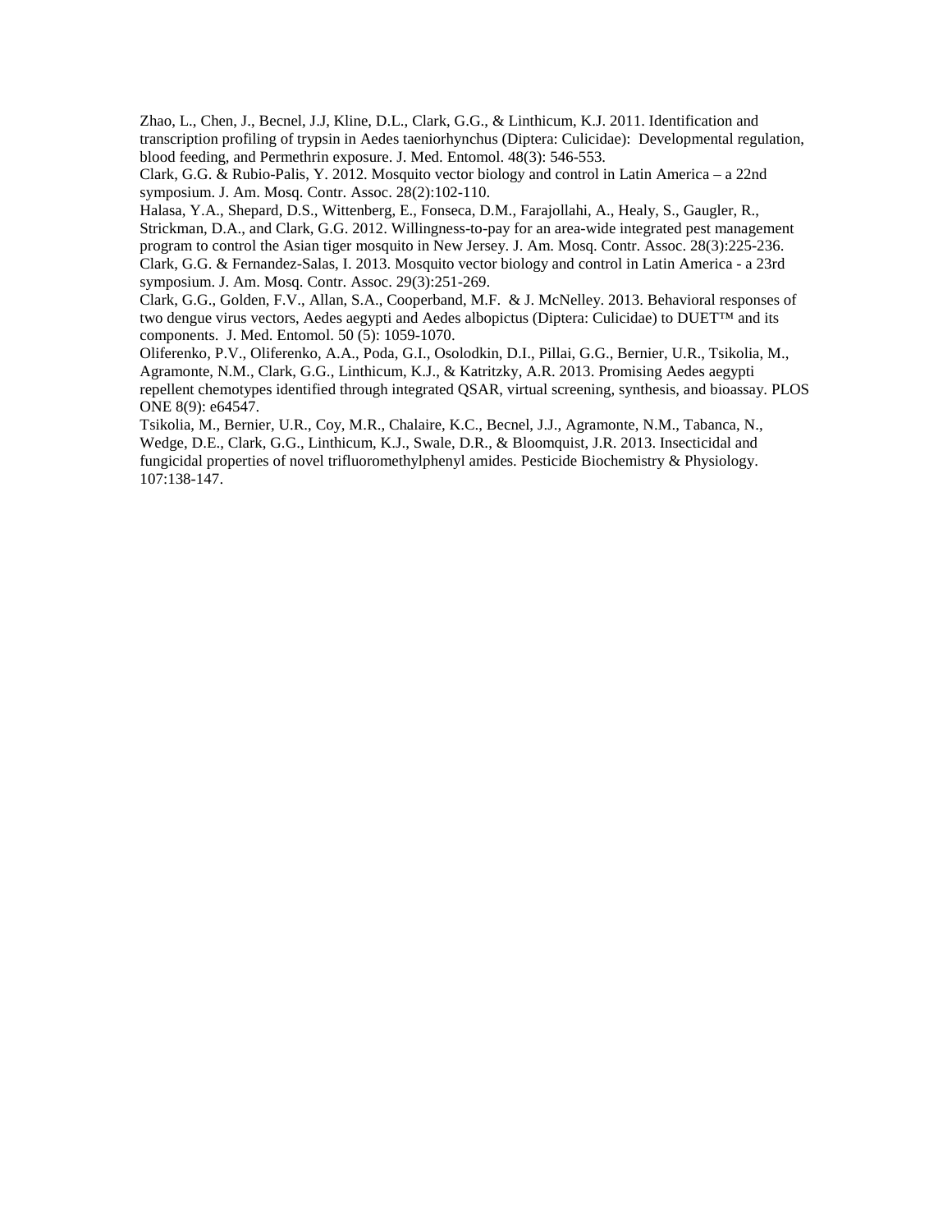Zhao, L., Chen, J., Becnel, J.J, Kline, D.L., Clark, G.G., & Linthicum, K.J. 2011. Identification and transcription profiling of trypsin in Aedes taeniorhynchus (Diptera: Culicidae): Developmental regulation, blood feeding, and Permethrin exposure. J. Med. Entomol. 48(3): 546-553.

Clark, G.G. & Rubio-Palis, Y. 2012. Mosquito vector biology and control in Latin America – a 22nd symposium. J. Am. Mosq. Contr. Assoc. 28(2):102-110.

Halasa, Y.A., Shepard, D.S., Wittenberg, E., Fonseca, D.M., Farajollahi, A., Healy, S., Gaugler, R., Strickman, D.A., and Clark, G.G. 2012. Willingness-to-pay for an area-wide integrated pest management program to control the Asian tiger mosquito in New Jersey. J. Am. Mosq. Contr. Assoc. 28(3):225-236.

Clark, G.G. & Fernandez-Salas, I. 2013. Mosquito vector biology and control in Latin America - a 23rd symposium. J. Am. Mosq. Contr. Assoc. 29(3):251-269.

Clark, G.G., Golden, F.V., Allan, S.A., Cooperband, M.F. & J. McNelley. 2013. Behavioral responses of two dengue virus vectors, Aedes aegypti and Aedes albopictus (Diptera: Culicidae) to DUET™ and its components. J. Med. Entomol. 50 (5): 1059-1070.

Oliferenko, P.V., Oliferenko, A.A., Poda, G.I., Osolodkin, D.I., Pillai, G.G., Bernier, U.R., Tsikolia, M., Agramonte, N.M., Clark, G.G., Linthicum, K.J., & Katritzky, A.R. 2013. Promising Aedes aegypti repellent chemotypes identified through integrated QSAR, virtual screening, synthesis, and bioassay. PLOS ONE 8(9): e64547.

Tsikolia, M., Bernier, U.R., Coy, M.R., Chalaire, K.C., Becnel, J.J., Agramonte, N.M., Tabanca, N., Wedge, D.E., Clark, G.G., Linthicum, K.J., Swale, D.R., & Bloomquist, J.R. 2013. Insecticidal and fungicidal properties of novel trifluoromethylphenyl amides. Pesticide Biochemistry & Physiology. 107:138-147.